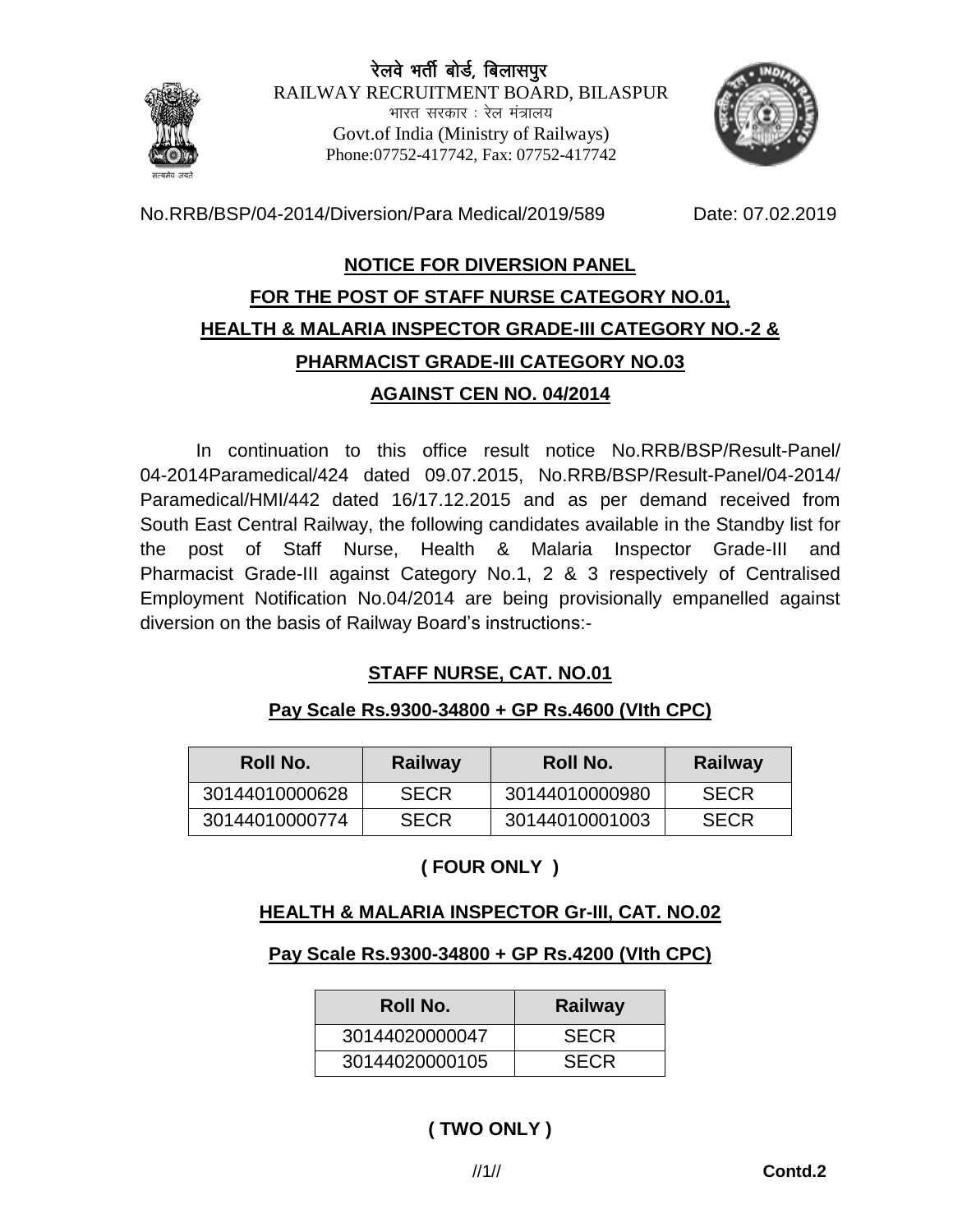रेलवे भर्ती बोर्ड, बिलासपुर
RAILWAY RECRUITMENT BOARD, BILASPUR
भारत सरकार : रेल मंत्रालय
Govt.of India (Ministry of Railways)
Phone:07752-417742, Fax: 07752-417742

No.RRB/BSP/04-2014/Diversion/Para Medical/2019/589 Date: 07.02.2019

## NOTICE FOR DIVERSION PANEL
## FOR THE POST OF STAFF NURSE CATEGORY NO.01,
## HEALTH & MALARIA INSPECTOR GRADE-III CATEGORY NO.-2 &
## PHARMACIST GRADE-III CATEGORY NO.03
## AGAINST CEN NO. 04/2014

In continuation to this office result notice No.RRB/BSP/Result-Panel/04-2014Paramedical/424 dated 09.07.2015, No.RRB/BSP/Result-Panel/04-2014/Paramedical/HMI/442 dated 16/17.12.2015 and as per demand received from South East Central Railway, the following candidates available in the Standby list for the post of Staff Nurse, Health & Malaria Inspector Grade-III and Pharmacist Grade-III against Category No.1, 2 & 3 respectively of Centralised Employment Notification No.04/2014 are being provisionally empanelled against diversion on the basis of Railway Board's instructions:-

### STAFF NURSE, CAT. NO.01

**Pay Scale Rs.9300-34800 + GP Rs.4600 (VIth CPC)**

| Roll No. | Railway | Roll No. | Railway |
|---|---|---|---|
| 30144010000628 | SECR | 30144010000980 | SECR |
| 30144010000774 | SECR | 30144010001003 | SECR |

**( FOUR ONLY )**

### HEALTH & MALARIA INSPECTOR Gr-III, CAT. NO.02

**Pay Scale Rs.9300-34800 + GP Rs.4200 (VIth CPC)**

| Roll No. | Railway |
|---|---|
| 30144020000047 | SECR |
| 30144020000105 | SECR |

**( TWO ONLY )**

**Contd.2**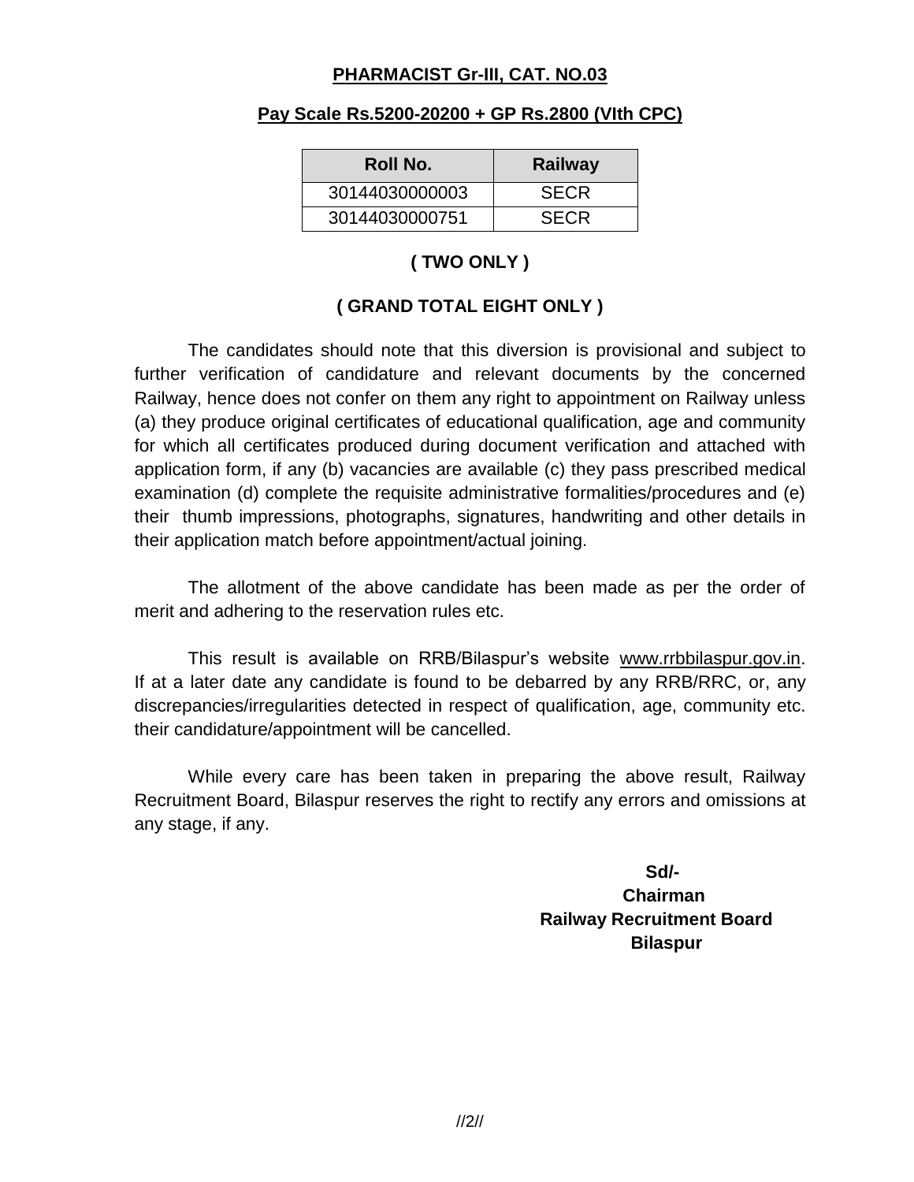**PHARMACIST Gr-III, CAT. NO.03**

**Pay Scale Rs.5200-20200 + GP Rs.2800 (VIth CPC)**

| Roll No. | Railway |
|---|---|
| 30144030000003 | SECR |
| 30144030000751 | SECR |

**( TWO ONLY )**

**( GRAND TOTAL EIGHT ONLY )**

The candidates should note that this diversion is provisional and subject to further verification of candidature and relevant documents by the concerned Railway, hence does not confer on them any right to appointment on Railway unless (a) they produce original certificates of educational qualification, age and community for which all certificates produced during document verification and attached with application form, if any (b) vacancies are available (c) they pass prescribed medical examination (d) complete the requisite administrative formalities/procedures and (e) their thumb impressions, photographs, signatures, handwriting and other details in their application match before appointment/actual joining.

The allotment of the above candidate has been made as per the order of merit and adhering to the reservation rules etc.

This result is available on RRB/Bilaspur's website www.rrbbilaspur.gov.in. If at a later date any candidate is found to be debarred by any RRB/RRC, or, any discrepancies/irregularities detected in respect of qualification, age, community etc. their candidature/appointment will be cancelled.

While every care has been taken in preparing the above result, Railway Recruitment Board, Bilaspur reserves the right to rectify any errors and omissions at any stage, if any.

**Sd/-**
**Chairman**
**Railway Recruitment Board**
**Bilaspur**

//2//